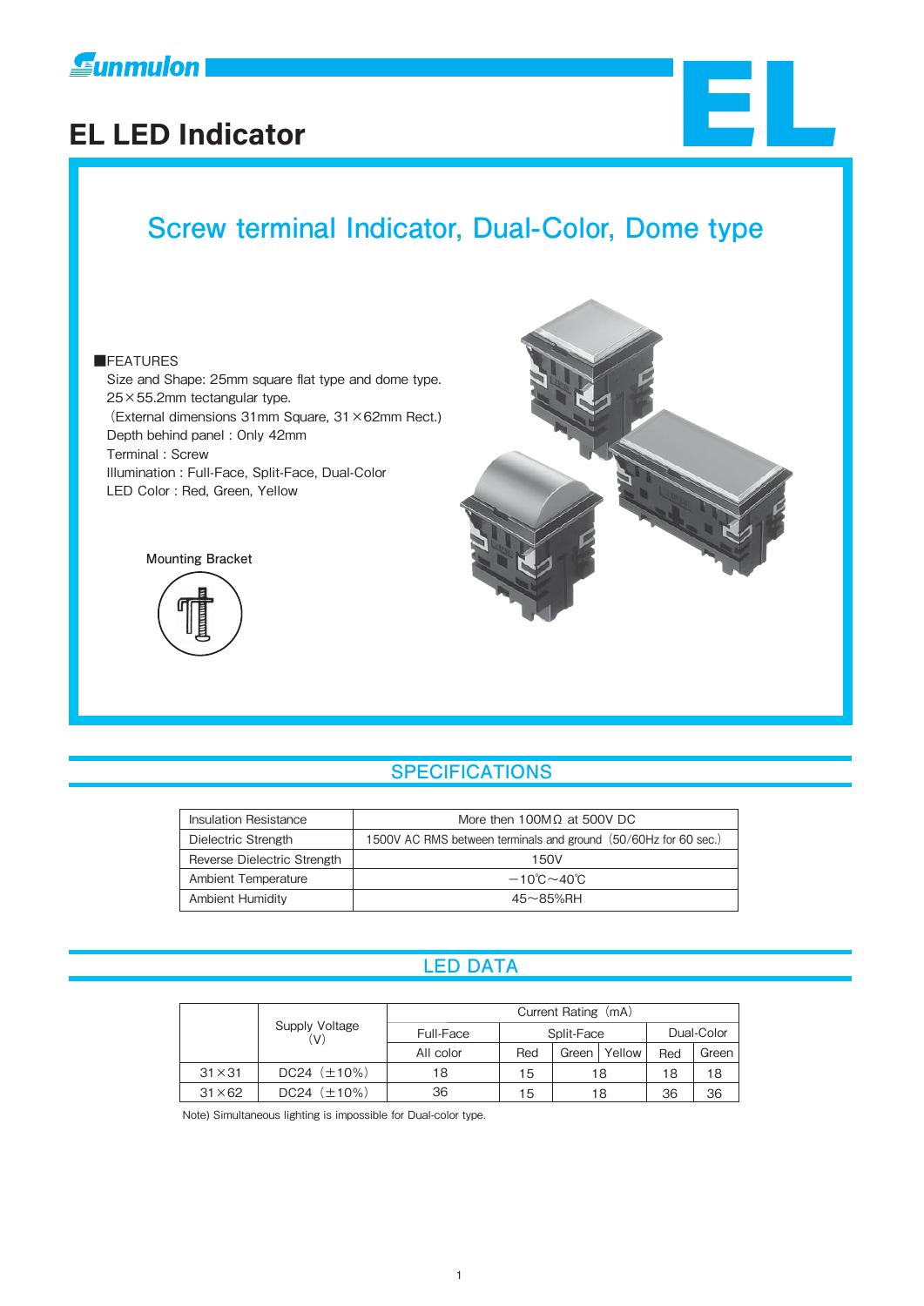Sunmulon

# EL LED Indicator

EL

## Screw terminal Indicator, Dual-Color, Dome type

■FEATURES

Size and Shape: 25mm square flat type and dome type.
25×55.2mm tectangular type.
（External dimensions 31mm Square, 31×62mm Rect.）
Depth behind panel : Only 42mm
Terminal : Screw
Illumination : Full-Face, Split-Face, Dual-Color
LED Color : Red, Green, Yellow

Mounting Bracket

## SPECIFICATIONS

| | |
|---|---|
| Insulation Resistance | More then 100MΩ at 500V DC |
| Dielectric Strength | 1500V AC RMS between terminals and ground（50/60Hz for 60 sec.） |
| Reverse Dielectric Strength | 150V |
| Ambient Temperature | −10℃〜40℃ |
| Ambient Humidity | 45〜85%RH |

## LED DATA

| | Supply Voltage (V) | Current Rating（mA） | | | | | |
|---|---|---|---|---|---|---|---|
| | | Full-Face | Split-Face | | | Dual-Color | |
| | | All color | Red | Green | Yellow | Red | Green |
| 31×31 | DC24（±10%） | 18 | 15 | 18 | | 18 | 18 |
| 31×62 | DC24（±10%） | 36 | 15 | 18 | | 36 | 36 |

Note) Simultaneous lighting is impossible for Dual-color type.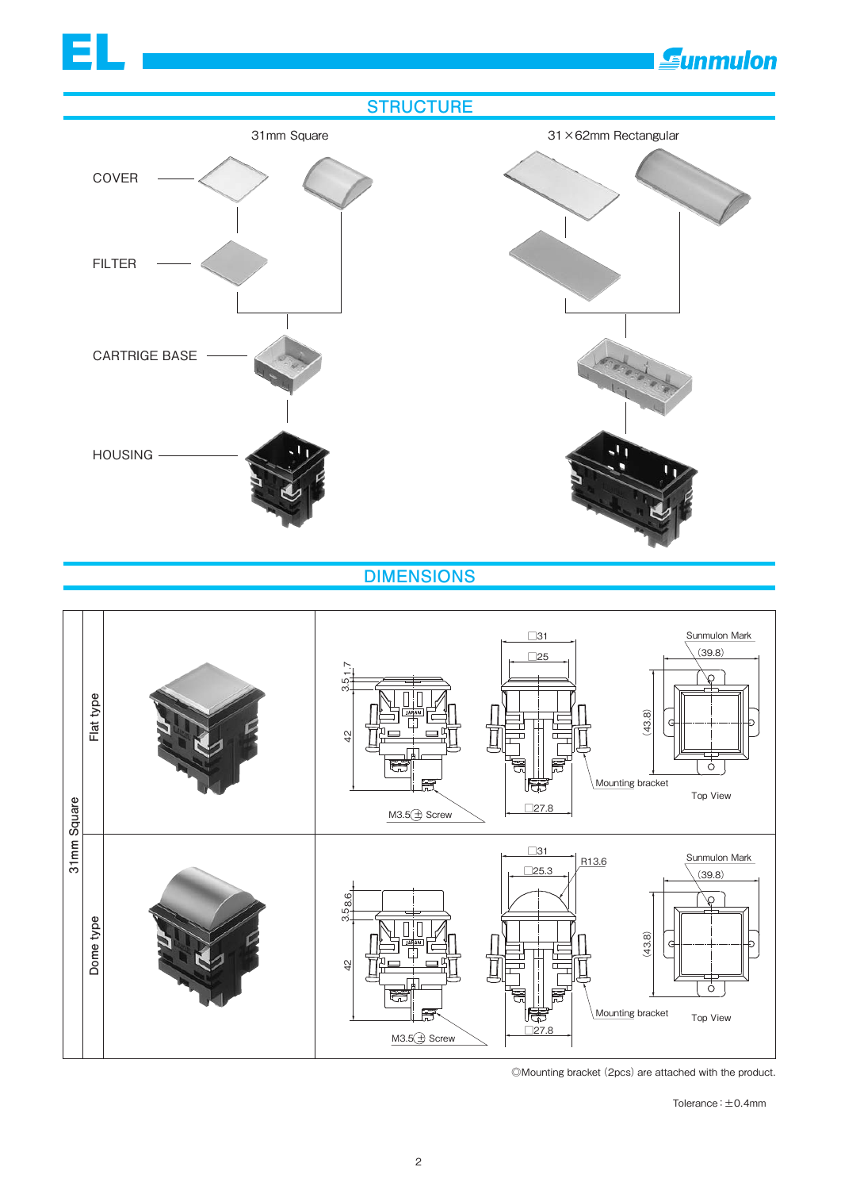## STRUCTURE

| | 31mm Square | 31×62mm Rectangular |
|---|---|---|
| COVER | | |
| FILTER | | |
| CARTRIGE BASE | | |
| HOUSING | | |

## DIMENSIONS

**31mm Square**

**Flat type**

- □31
- □25
- □27.8
- 3.5
- 1.7
- 42
- M3.5 ⊕ Screw
- Mounting bracket
- Sunmulon Mark
- (39.8)
- (43.8)
- Top View

**Dome type**

- □31
- □25.3
- R13.6
- □27.8
- 3.5
- 8.6
- 42
- M3.5 ⊕ Screw
- Mounting bracket
- Sunmulon Mark
- (39.8)
- (43.8)
- Top View

◎Mounting bracket (2pcs) are attached with the product.

Tolerance : ±0.4mm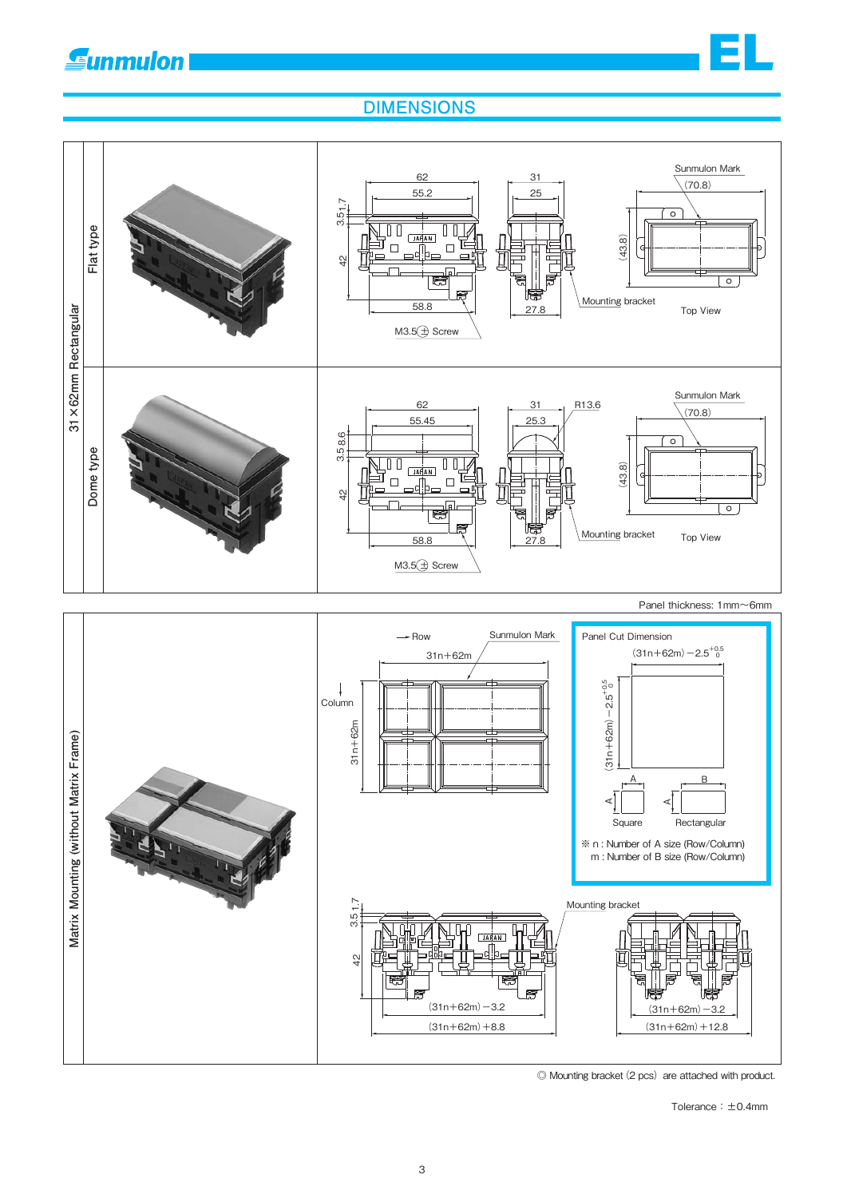# DIMENSIONS

## 31×62mm Rectangular

### Flat type

62, 55.2, 3.5, 1.7, 42, 58.8, M3.5 Screw

31, 25, 27.8, Mounting bracket

Sunmulon Mark, (70.8), (43.8), Top View

### Dome type

62, 55.45, 3.5, 8.6, 42, 58.8, M3.5 Screw

31, 25.3, R13.6, 27.8, Mounting bracket

Sunmulon Mark, (70.8), (43.8), Top View

Panel thickness: 1mm～6mm

## Matrix Mounting (without Matrix Frame)

Row, Column, Sunmulon Mark, 31n+62m, 31n+62m

**Panel Cut Dimension**

$(31n+62m)-2.5^{+0.5}_{0}$

$(31n+62m)-2.5^{+0.5}_{0}$

A, A — Square

B, A — Rectangular

※ n : Number of A size (Row/Column)
m : Number of B size (Row/Column)

3.5, 1.7, 42, Mounting bracket

(31n+62m)－3.2, (31n+62m)＋8.8

(31n+62m)－3.2, (31n+62m)＋12.8

◎ Mounting bracket (2 pcs) are attached with product.

Tolerance：±0.4mm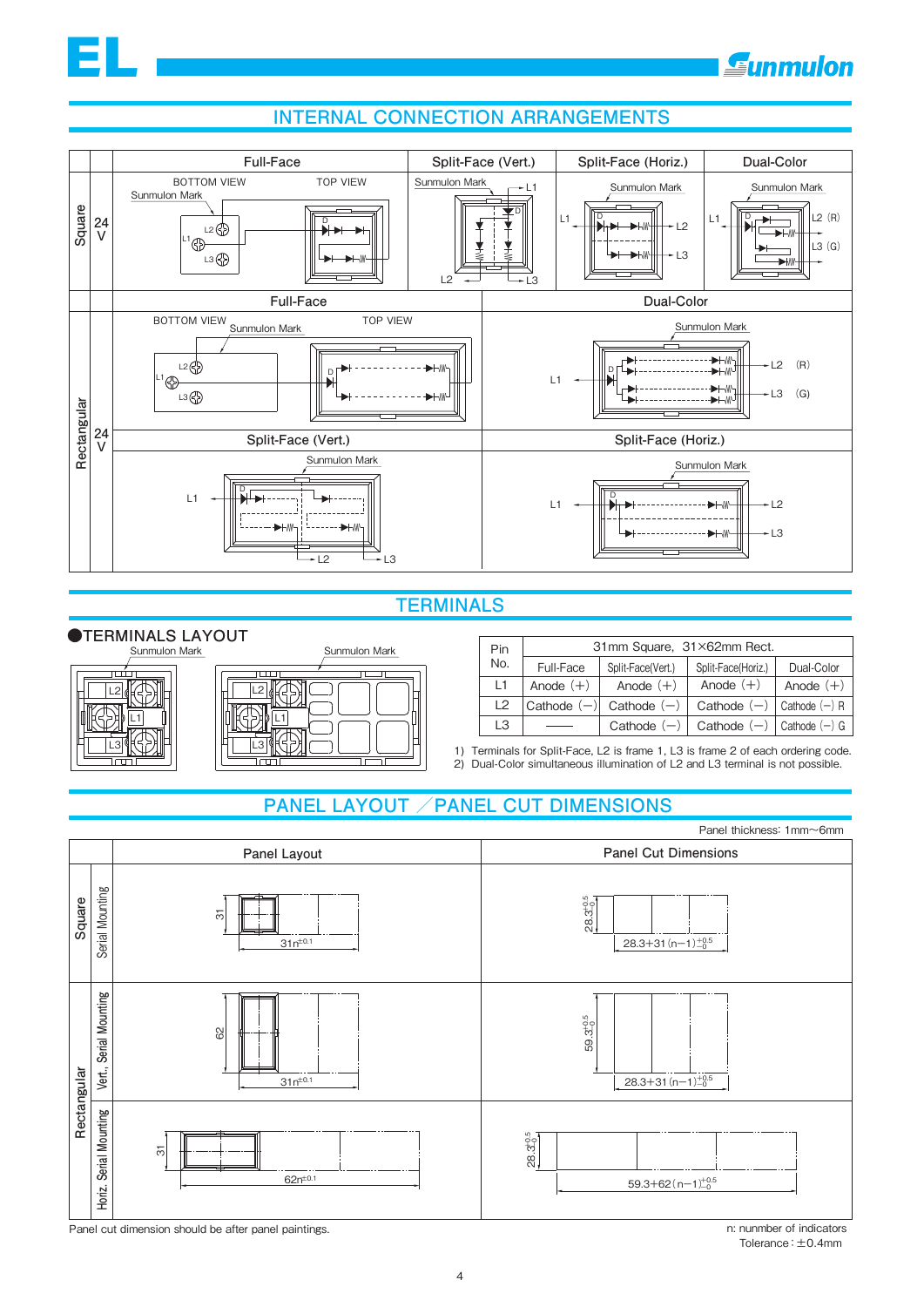## INTERNAL CONNECTION ARRANGEMENTS

| | | Full-Face | Split-Face (Vert.) | Split-Face (Horiz.) | Dual-Color |
|---|---|---|---|---|---|
| Square | 24 V | BOTTOM VIEW / TOP VIEW, Sunmulon Mark, L1, L2, L3 | Sunmulon Mark, L1, L2, L3 | Sunmulon Mark, L1, L2, L3 | Sunmulon Mark, L1, L2 (R), L3 (G) |

| | | Full-Face | Dual-Color |
|---|---|---|---|
| Rectangular | 24 V | BOTTOM VIEW / TOP VIEW, Sunmulon Mark, L1, L2, L3 | Sunmulon Mark, L1, L2 (R), L3 (G) |
| | | **Split-Face (Vert.)** | **Split-Face (Horiz.)** |
| | | Sunmulon Mark, L1, L2, L3 | Sunmulon Mark, L1, L2, L3 |

## TERMINALS

### ●TERMINALS LAYOUT

Sunmulon Mark — L1, L2, L3 (31mm Square and 31×62mm Rect.)

| Pin No. | 31mm Square, 31×62mm Rect. | | | |
|---|---|---|---|---|
| | Full-Face | Split-Face(Vert.) | Split-Face(Horiz.) | Dual-Color |
| L1 | Anode (+) | Anode (+) | Anode (+) | Anode (+) |
| L2 | Cathode (−) | Cathode (−) | Cathode (−) | Cathode (−) R |
| L3 | —— | Cathode (−) | Cathode (−) | Cathode (−) G |

1) Terminals for Split-Face, L2 is frame 1, L3 is frame 2 of each ordering code.
2) Dual-Color simultaneous illumination of L2 and L3 terminal is not possible.

## PANEL LAYOUT ／PANEL CUT DIMENSIONS

Panel thickness: 1mm〜6mm

| | | Panel Layout | Panel Cut Dimensions |
|---|---|---|---|
| Square | Serial Mounting | 31, $31n^{\pm0.1}$ | $28.3^{+0.5}_{0}$, $28.3+31(n-1)^{+0.5}_{0}$ |
| Rectangular | Vert., Serial Mounting | 62, $31n^{\pm0.1}$ | $59.3^{+0.5}_{0}$, $28.3+31(n-1)^{+0.5}_{0}$ |
| Rectangular | Horiz. Serial Mounting | 31, $62n^{\pm0.1}$ | $28.3^{+0.5}_{0}$, $59.3+62(n-1)^{+0.5}_{0}$ |

Panel cut dimension should be after panel paintings.

n: nunmber of indicators
Tolerance：±0.4mm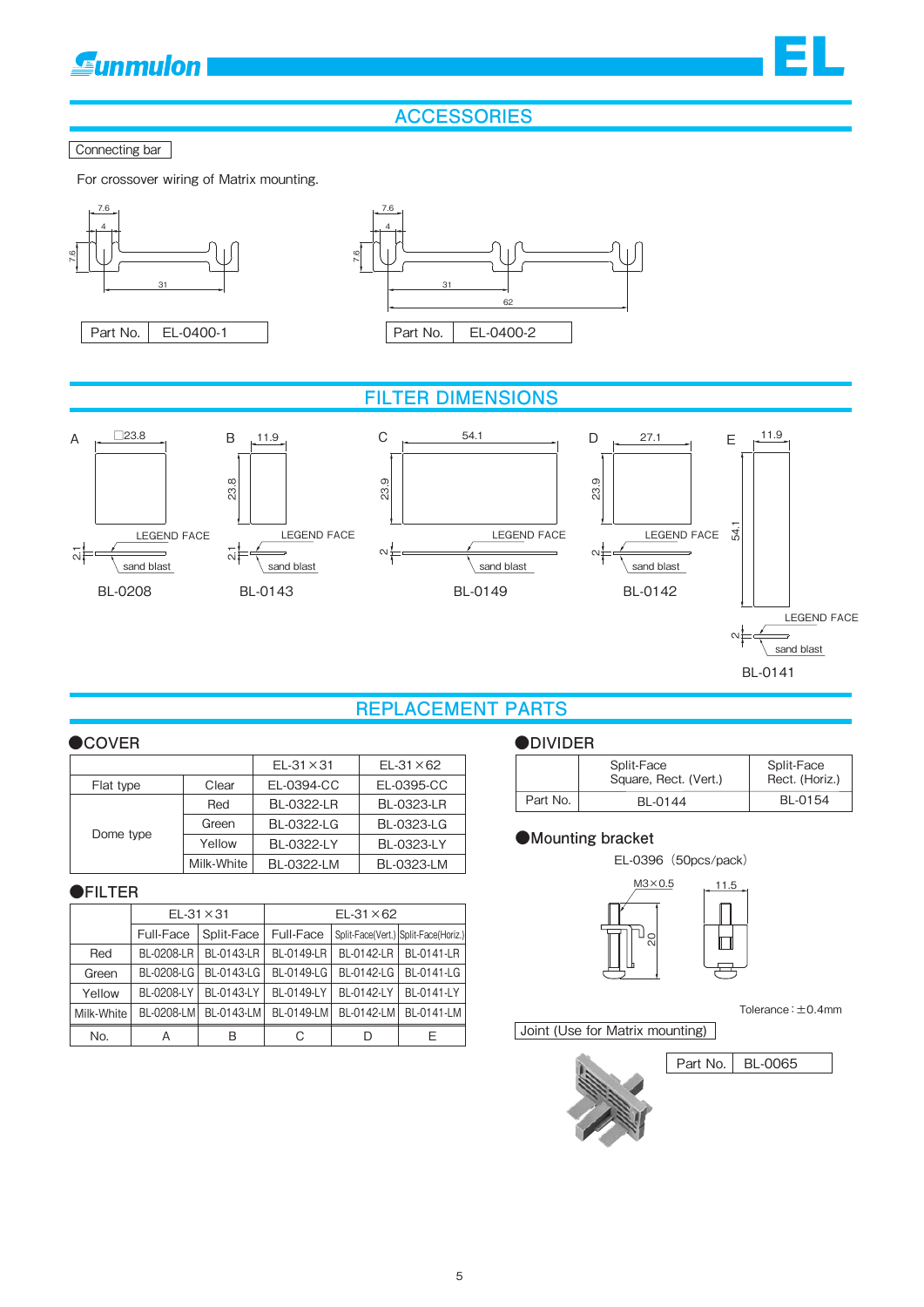# ACCESSORIES

## Connecting bar

For crossover wiring of Matrix mounting.

| Part No. | EL-0400-1 |
|---|---|

| Part No. | EL-0400-2 |
|---|---|

# FILTER DIMENSIONS

A: □23.8, 2.1 — LEGEND FACE, sand blast — BL-0208

B: 11.9 × 23.8, 2.1 — LEGEND FACE, sand blast — BL-0143

C: 54.1 × 23.9, 2 — LEGEND FACE, sand blast — BL-0149

D: 27.1 × 23.9, 2 — LEGEND FACE, sand blast — BL-0142

E: 11.9 × 54.1, 2 — LEGEND FACE, sand blast — BL-0141

# REPLACEMENT PARTS

## ●COVER

| | | EL-31×31 | EL-31×62 |
|---|---|---|---|
| Flat type | Clear | EL-0394-CC | EL-0395-CC |
| Dome type | Red | BL-0322-LR | BL-0323-LR |
| | Green | BL-0322-LG | BL-0323-LG |
| | Yellow | BL-0322-LY | BL-0323-LY |
| | Milk-White | BL-0322-LM | BL-0323-LM |

## ●FILTER

| | EL-31×31 | | EL-31×62 | | |
|---|---|---|---|---|---|
| | Full-Face | Split-Face | Full-Face | Split-Face(Vert.) | Split-Face(Horiz.) |
| Red | BL-0208-LR | BL-0143-LR | BL-0149-LR | BL-0142-LR | BL-0141-LR |
| Green | BL-0208-LG | BL-0143-LG | BL-0149-LG | BL-0142-LG | BL-0141-LG |
| Yellow | BL-0208-LY | BL-0143-LY | BL-0149-LY | BL-0142-LY | BL-0141-LY |
| Milk-White | BL-0208-LM | BL-0143-LM | BL-0149-LM | BL-0142-LM | BL-0141-LM |
| No. | A | B | C | D | E |

## ●DIVIDER

| | Split-Face Square, Rect. (Vert.) | Split-Face Rect. (Horiz.) |
|---|---|---|
| Part No. | BL-0144 | BL-0154 |

## ●Mounting bracket

EL-0396（50pcs/pack）

M3×0.5, 20, 11.5

Tolerance：±0.4mm

## Joint (Use for Matrix mounting)

| Part No. | BL-0065 |
|---|---|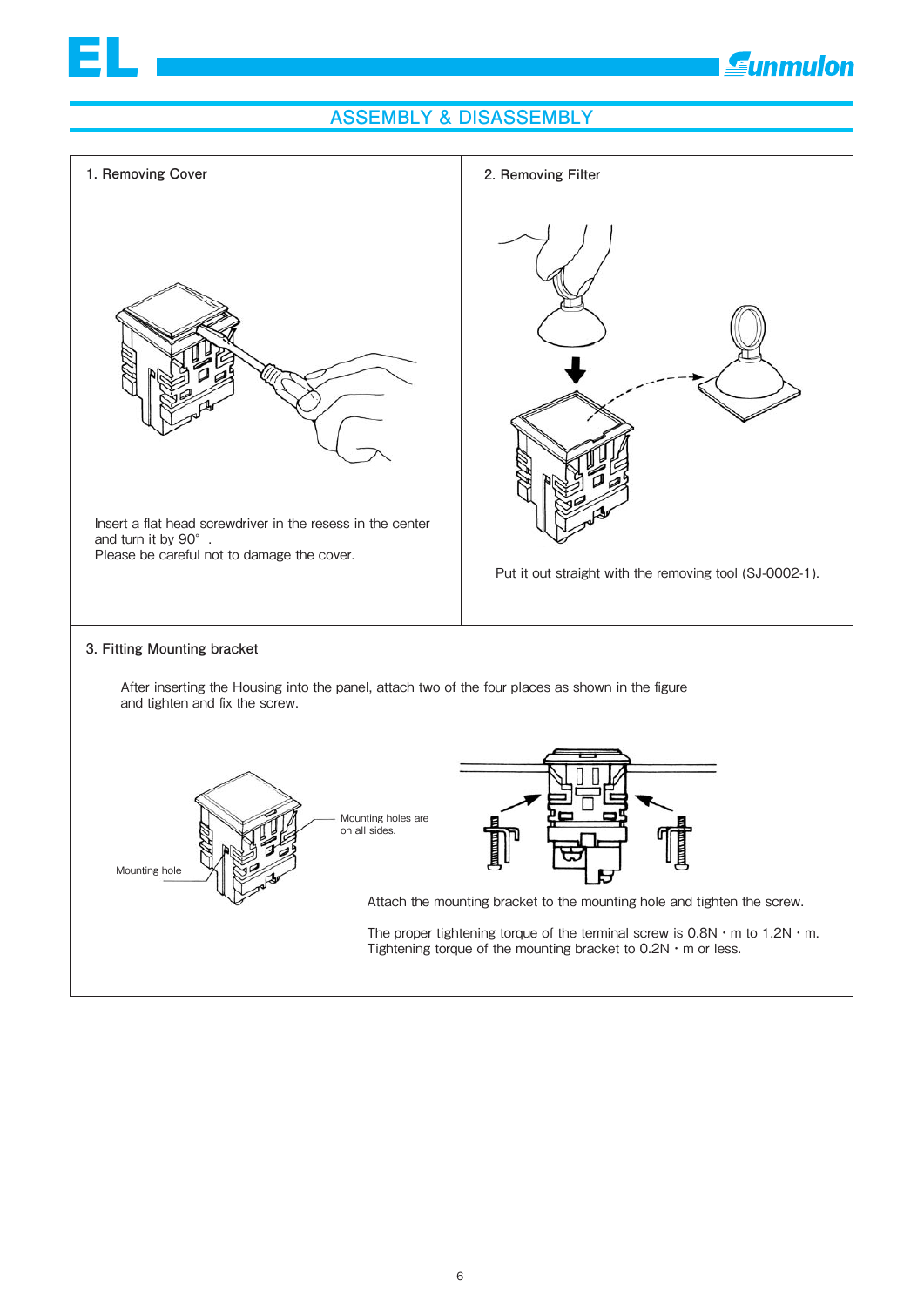## ASSEMBLY & DISASSEMBLY

### 1. Removing Cover

Insert a flat head screwdriver in the resess in the center and turn it by 90° .
Please be careful not to damage the cover.

### 2. Removing Filter

Put it out straight with the removing tool (SJ-0002-1).

### 3. Fitting Mounting bracket

After inserting the Housing into the panel, attach two of the four places as shown in the figure and tighten and fix the screw.

Mounting holes are on all sides.

Mounting hole

Attach the mounting bracket to the mounting hole and tighten the screw.

The proper tightening torque of the terminal screw is 0.8N・m to 1.2N・m.
Tightening torque of the mounting bracket to 0.2N・m or less.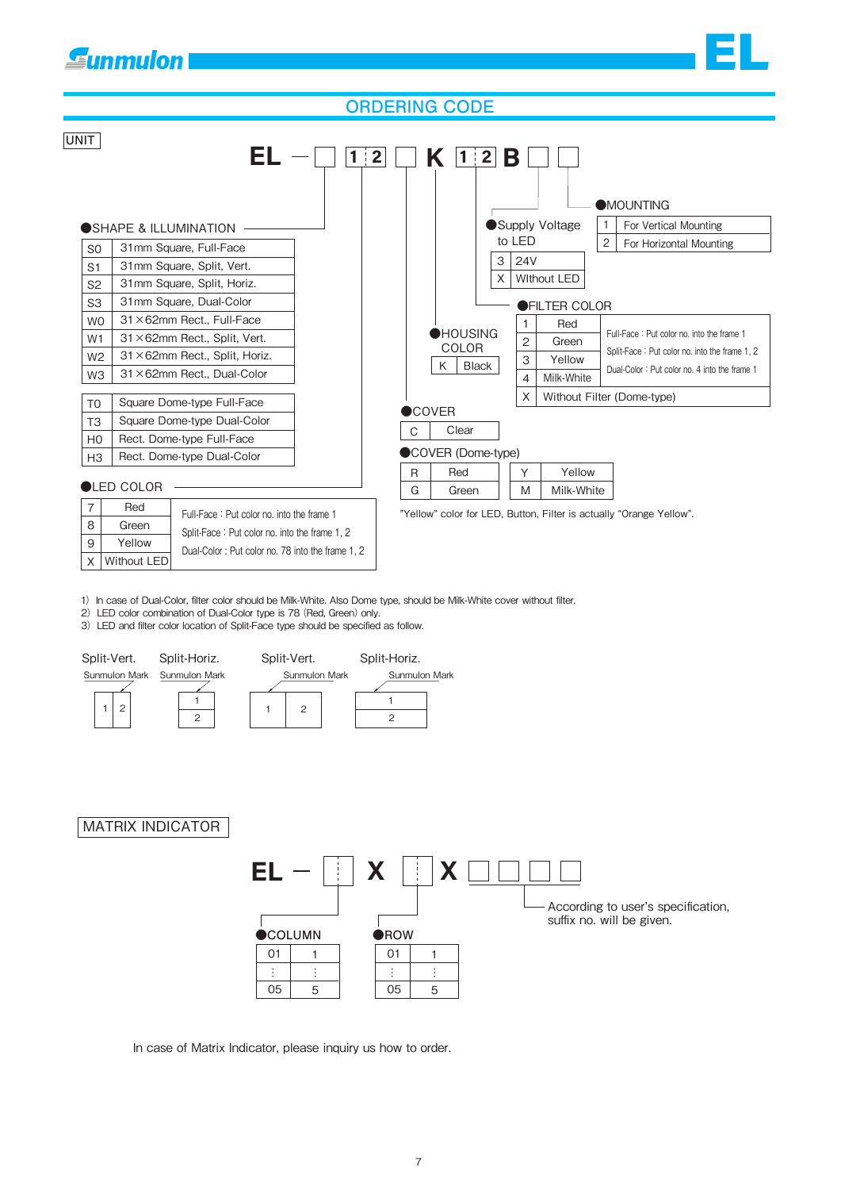## ORDERING CODE

UNIT

EL – □ 1 2 □ K 1 2 B □ □

●SHAPE & ILLUMINATION

| | |
|---|---|
| S0 | 31mm Square, Full-Face |
| S1 | 31mm Square, Split, Vert. |
| S2 | 31mm Square, Split, Horiz. |
| S3 | 31mm Square, Dual-Color |
| W0 | 31×62mm Rect., Full-Face |
| W1 | 31×62mm Rect., Split, Vert. |
| W2 | 31×62mm Rect., Split, Horiz. |
| W3 | 31×62mm Rect., Dual-Color |

| | |
|---|---|
| T0 | Square Dome-type Full-Face |
| T3 | Square Dome-type Dual-Color |
| H0 | Rect. Dome-type Full-Face |
| H3 | Rect. Dome-type Dual-Color |

●LED COLOR

| | | |
|---|---|---|
| 7 | Red | Full-Face : Put color no. into the frame 1 |
| 8 | Green | Split-Face : Put color no. into the frame 1, 2 |
| 9 | Yellow | Dual-Color : Put color no. 78 into the frame 1, 2 |
| X | Without LED | |

●COVER

| | |
|---|---|
| C | Clear |

●COVER (Dome-type)

| | | | |
|---|---|---|---|
| R | Red | Y | Yellow |
| G | Green | M | Milk-White |

●HOUSING COLOR

| | |
|---|---|
| K | Black |

●FILTER COLOR

| | | |
|---|---|---|
| 1 | Red | Full-Face : Put color no. into the frame 1 |
| 2 | Green | Split-Face : Put color no. into the frame 1, 2 |
| 3 | Yellow | Dual-Color : Put color no. 4 into the frame 1 |
| 4 | Milk-White | |
| X | Without Filter (Dome-type) | |

●Supply Voltage to LED

| | |
|---|---|
| 3 | 24V |
| X | WIthout LED |

●MOUNTING

| | |
|---|---|
| 1 | For Vertical Mounting |
| 2 | For Horizontal Mounting |

"Yellow" color for LED, Button, Filter is actually "Orange Yellow".

1) In case of Dual-Color, filter color should be Milk-White. Also Dome type, should be Milk-White cover without filter.
2) LED color combination of Dual-Color type is 78 (Red, Green) only.
3) LED and filter color location of Split-Face type should be specified as follow.

Split-Vert. — Sunmulon Mark — 1 | 2
Split-Horiz. — Sunmulon Mark — 1 / 2
Split-Vert. — Sunmulon Mark — 1 | 2
Split-Horiz. — Sunmulon Mark — 1 / 2

## MATRIX INDICATOR

EL – □ X □ X □□□□

●COLUMN

| | |
|---|---|
| 01 | 1 |
| ⋮ | ⋮ |
| 05 | 5 |

●ROW

| | |
|---|---|
| 01 | 1 |
| ⋮ | ⋮ |
| 05 | 5 |

According to user's specification, suffix no. will be given.

In case of Matrix Indicator, please inquiry us how to order.